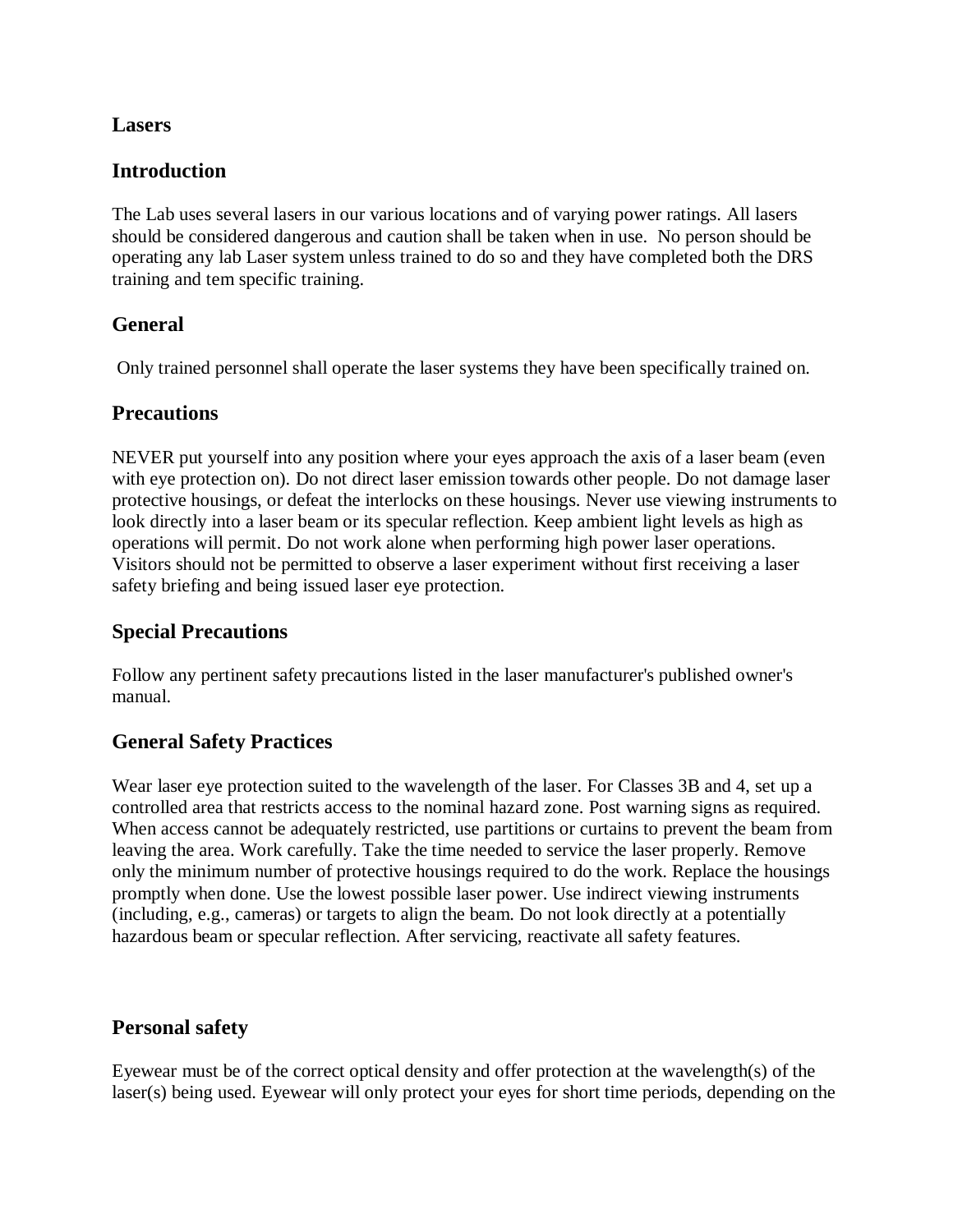# Lasers

## Introduction

The Lab uses several lasers in our various locations and of varying power ratings. All lasers should be considered dangerous and caution shall be taken when in use. No person should be operating any lab Laser system unless trained to do so and they have completed both the DRS training and tem specific training.

## General

Only trained personnel shall operate the laser systems they have been specifically trained on.

## Precautions

NEVER put yourself into any position where your eyes approach the axis of a laser beam (even with eye protection on). Do not direct laser emission towards other people. Do not damage laser protective housings, or defeat the interlocks on these housings. Never use viewing instruments to look directly into a laser beam or its specular reflection. Keep ambient light levels as high as operations will permit. Do not work alone when performing high power laser operations. Visitors should not be permitted to observe a laser experiment without first receiving a laser safety briefing and being issued laser eye protection.

## Special Precautions

Follow any pertinent safety precautions listed in the laser manufacturer's published owner's manual.

## General Safety Practices

Wear laser eye protection suited to the wavelength of the laser. For Classes 3B and 4, set up a controlled area that restricts access to the nominal hazard zone. Post warning signs as required. When access cannot be adequately restricted, use partitions or curtains to prevent the beam from leaving the area. Work carefully. Take the time needed to service the laser properly. Remove only the minimum number of protective housings required to do the work. Replace the housings promptly when done. Use the lowest possible laser power. Use indirect viewing instruments (including, e.g., cameras) or targets to align the beam. Do not look directly at a potentially hazardous beam or specular reflection. After servicing, reactivate all safety features.

## Personal safety

Eyewear must be of the correct optical density and offer protection at the wavelength(s) of the laser(s) being used. Eyewear will only protect your eyes for short time periods, depending on the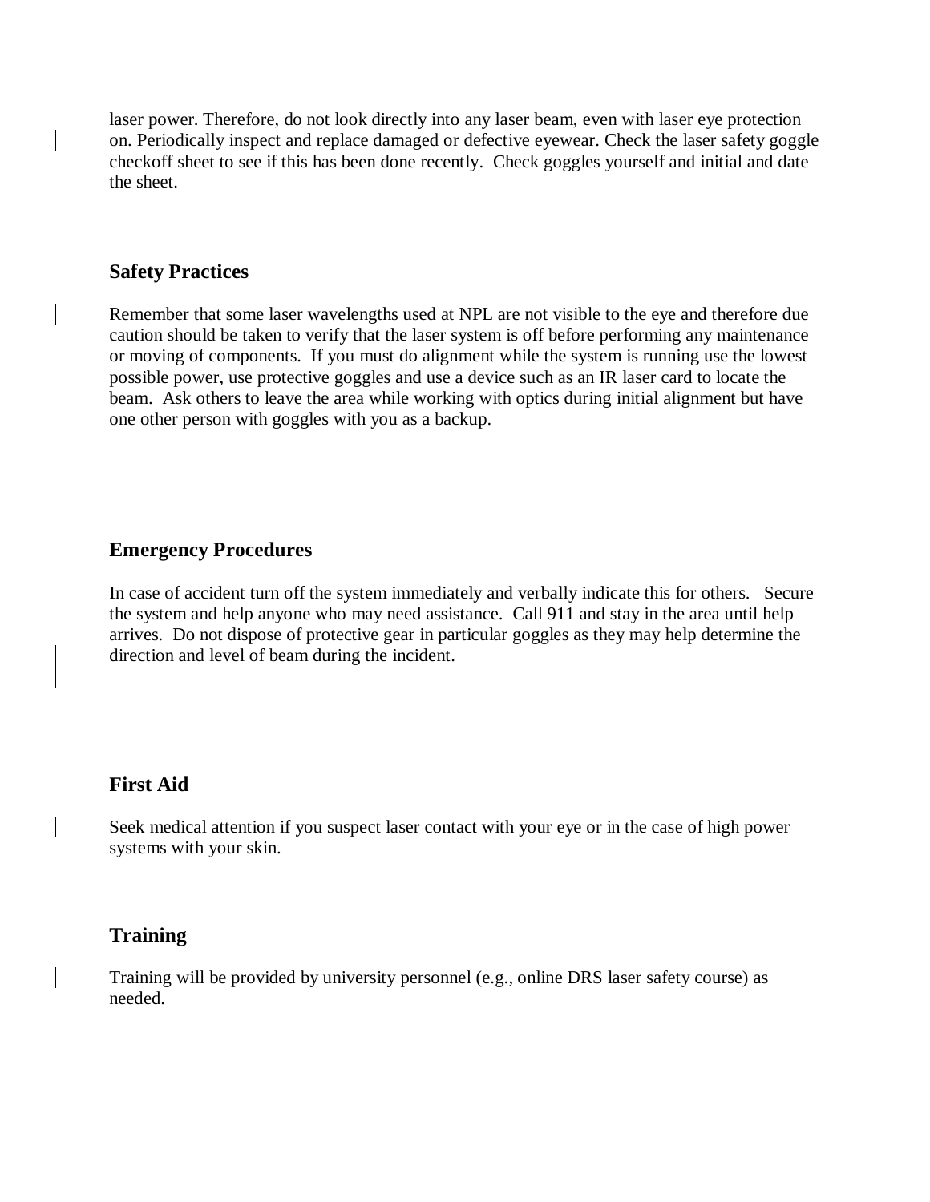laser power. Therefore, do not look directly into any laser beam, even with laser eye protection on. Periodically inspect and replace damaged or defective eyewear. Check the laser safety goggle checkoff sheet to see if this has been done recently. Check goggles yourself and initial and date the sheet.

### Safety Practices

Remember that some laser wavelengths used at NPL are not visible to the eye and therefore due caution should be taken to verify that the laser system is off before performing any maintenance or moving of components. If you must do alignment while the system is running use the lowest possible power, use protective goggles and use a device such as an IR laser card to locate the beam. Ask others to leave the area while working with optics during initial alignment but have one other person with goggles with you as a backup.

### Emergency Procedures

In case of accident turn off the system immediately and verbally indicate this for others. Secure the system and help anyone who may need assistance. Call 911 and stay in the area until help arrives. Do not dispose of protective gear in particular goggles as they may help determine the direction and level of beam during the incident.

### First Aid

Seek medical attention if you suspect laser contact with your eye or in the case of high power systems with your skin.

### Training

Training will be provided by university personnel (e.g., online DRS laser safety course) as needed.